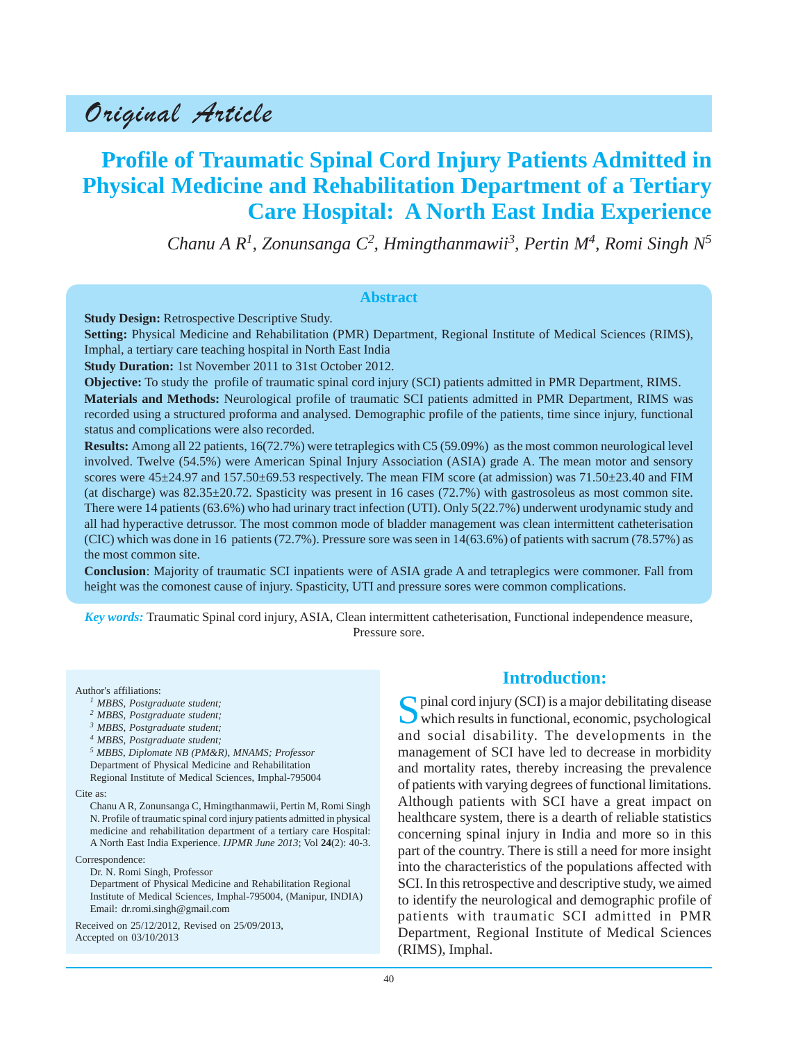# Original Article

# Profile of Traumatic Spinal Cord Injury Patients Admitted in Physical Medicine and Rehabilitation Department of a Tertiary Care Hospital: A North East India Experience

*Chanu A R[1], Zonunsanga C[2], Hmingthanmawii[3], Pertin M[4], Romi Singh N[5]*

## Abstract

**Study Design:** Retrospective Descriptive Study.

**Setting:** Physical Medicine and Rehabilitation (PMR) Department, Regional Institute of Medical Sciences (RIMS), Imphal, a tertiary care teaching hospital in North East India

**Study Duration:** 1st November 2011 to 31st October 2012.

**Objective:** To study the profile of traumatic spinal cord injury (SCI) patients admitted in PMR Department, RIMS.

**Materials and Methods:** Neurological profile of traumatic SCI patients admitted in PMR Department, RIMS was recorded using a structured proforma and analysed. Demographic profile of the patients, time since injury, functional status and complications were also recorded.

**Results:** Among all 22 patients, 16(72.7%) were tetraplegics with C5 (59.09%) as the most common neurological level involved. Twelve (54.5%) were American Spinal Injury Association (ASIA) grade A. The mean motor and sensory scores were 45±24.97 and 157.50±69.53 respectively. The mean FIM score (at admission) was 71.50±23.40 and FIM (at discharge) was 82.35±20.72. Spasticity was present in 16 cases (72.7%) with gastrosoleus as most common site. There were 14 patients (63.6%) who had urinary tract infection (UTI). Only 5(22.7%) underwent urodynamic study and all had hyperactive detrussor. The most common mode of bladder management was clean intermittent catheterisation (CIC) which was done in 16 patients (72.7%). Pressure sore was seen in 14(63.6%) of patients with sacrum (78.57%) as the most common site.

**Conclusion**: Majority of traumatic SCI inpatients were of ASIA grade A and tetraplegics were commoner. Fall from height was the comonest cause of injury. Spasticity, UTI and pressure sores were common complications.

***Key words:*** Traumatic Spinal cord injury, ASIA, Clean intermittent catheterisation, Functional independence measure, Pressure sore.

Author's affiliations:

[1] *MBBS, Postgraduate student;*
[2] *MBBS, Postgraduate student;*
[3] *MBBS, Postgraduate student;*
[4] *MBBS, Postgraduate student;*
[5] *MBBS, Diplomate NB (PM&R), MNAMS; Professor*
Department of Physical Medicine and Rehabilitation
Regional Institute of Medical Sciences, Imphal-795004

Cite as:

Chanu A R, Zonunsanga C, Hmingthanmawii, Pertin M, Romi Singh N. Profile of traumatic spinal cord injury patients admitted in physical medicine and rehabilitation department of a tertiary care Hospital: A North East India Experience. *IJPMR June 2013*; Vol **24**(2): 40-3.

Correspondence:

Dr. N. Romi Singh, Professor
Department of Physical Medicine and Rehabilitation Regional Institute of Medical Sciences, Imphal-795004, (Manipur, INDIA)
Email: dr.romi.singh@gmail.com

Received on 25/12/2012, Revised on 25/09/2013, Accepted on 03/10/2013

## Introduction:

Spinal cord injury (SCI) is a major debilitating disease which results in functional, economic, psychological and social disability. The developments in the management of SCI have led to decrease in morbidity and mortality rates, thereby increasing the prevalence of patients with varying degrees of functional limitations. Although patients with SCI have a great impact on healthcare system, there is a dearth of reliable statistics concerning spinal injury in India and more so in this part of the country. There is still a need for more insight into the characteristics of the populations affected with SCI. In this retrospective and descriptive study, we aimed to identify the neurological and demographic profile of patients with traumatic SCI admitted in PMR Department, Regional Institute of Medical Sciences (RIMS), Imphal.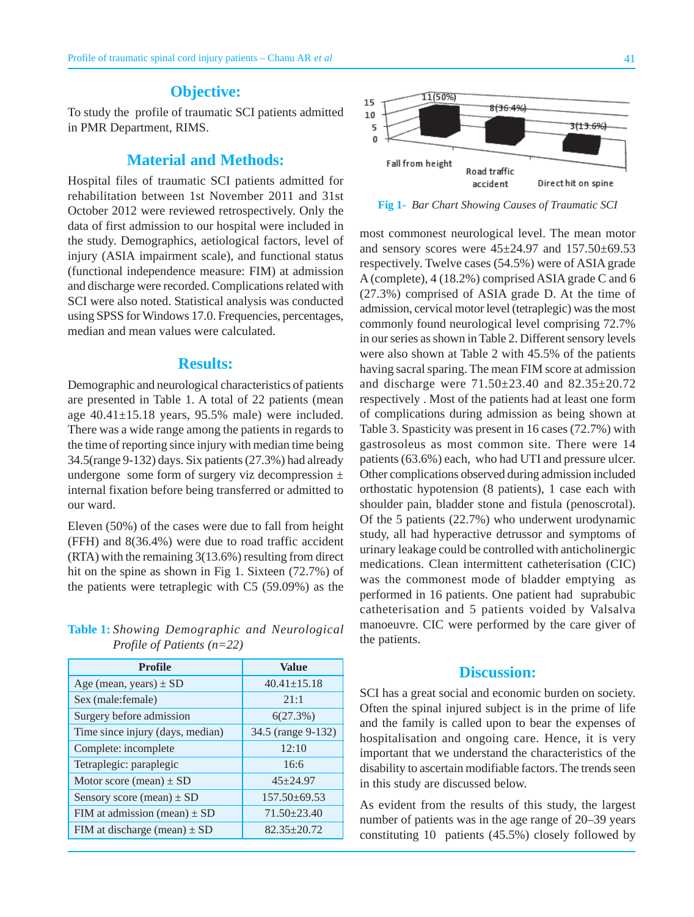## Objective:

To study the profile of traumatic SCI patients admitted in PMR Department, RIMS.

## Material and Methods:

Hospital files of traumatic SCI patients admitted for rehabilitation between 1st November 2011 and 31st October 2012 were reviewed retrospectively. Only the data of first admission to our hospital were included in the study. Demographics, aetiological factors, level of injury (ASIA impairment scale), and functional status (functional independence measure: FIM) at admission and discharge were recorded. Complications related with SCI were also noted. Statistical analysis was conducted using SPSS for Windows 17.0. Frequencies, percentages, median and mean values were calculated.

## Results:

Demographic and neurological characteristics of patients are presented in Table 1. A total of 22 patients (mean age 40.41±15.18 years, 95.5% male) were included. There was a wide range among the patients in regards to the time of reporting since injury with median time being 34.5(range 9-132) days. Six patients (27.3%) had already undergone some form of surgery viz decompression ± internal fixation before being transferred or admitted to our ward.

Eleven (50%) of the cases were due to fall from height (FFH) and 8(36.4%) were due to road traffic accident (RTA) with the remaining 3(13.6%) resulting from direct hit on the spine as shown in Fig 1. Sixteen (72.7%) of the patients were tetraplegic with C5 (59.09%) as the most commonest neurological level. The mean motor and sensory scores were 45±24.97 and 157.50±69.53 respectively. Twelve cases (54.5%) were of ASIA grade A (complete), 4 (18.2%) comprised ASIA grade C and 6 (27.3%) comprised of ASIA grade D. At the time of admission, cervical motor level (tetraplegic) was the most commonly found neurological level comprising 72.7% in our series as shown in Table 2. Different sensory levels were also shown at Table 2 with 45.5% of the patients having sacral sparing. The mean FIM score at admission and discharge were 71.50±23.40 and 82.35±20.72 respectively . Most of the patients had at least one form of complications during admission as being shown at Table 3. Spasticity was present in 16 cases (72.7%) with gastrosoleus as most common site. There were 14 patients (63.6%) each, who had UTI and pressure ulcer. Other complications observed during admission included orthostatic hypotension (8 patients), 1 case each with shoulder pain, bladder stone and fistula (penoscrotal). Of the 5 patients (22.7%) who underwent urodynamic study, all had hyperactive detrussor and symptoms of urinary leakage could be controlled with anticholinergic medications. Clean intermittent catheterisation (CIC) was the commonest mode of bladder emptying as performed in 16 patients. One patient had suprabubic catheterisation and 5 patients voided by Valsalva manoeuvre. CIC were performed by the care giver of the patients.

**Table 1:** *Showing Demographic and Neurological Profile of Patients (n=22)*

| Profile | Value |
|---|---|
| Age (mean, years) ± SD | 40.41±15.18 |
| Sex (male:female) | 21:1 |
| Surgery before admission | 6(27.3%) |
| Time since injury (days, median) | 34.5 (range 9-132) |
| Complete: incomplete | 12:10 |
| Tetraplegic: paraplegic | 16:6 |
| Motor score (mean) ± SD | 45±24.97 |
| Sensory score (mean) ± SD | 157.50±69.53 |
| FIM at admission (mean) ± SD | 71.50±23.40 |
| FIM at discharge (mean) ± SD | 82.35±20.72 |

| Cause | Cases |
|---|---|
| Fall from height | 11(50%) |
| Road traffic accident | 8(36.4%) |
| Direct hit on spine | 3(13.6%) |

**Fig 1-** *Bar Chart Showing Causes of Traumatic SCI*

## Discussion:

SCI has a great social and economic burden on society. Often the spinal injured subject is in the prime of life and the family is called upon to bear the expenses of hospitalisation and ongoing care. Hence, it is very important that we understand the characteristics of the disability to ascertain modifiable factors. The trends seen in this study are discussed below.

As evident from the results of this study, the largest number of patients was in the age range of 20–39 years constituting 10 patients (45.5%) closely followed by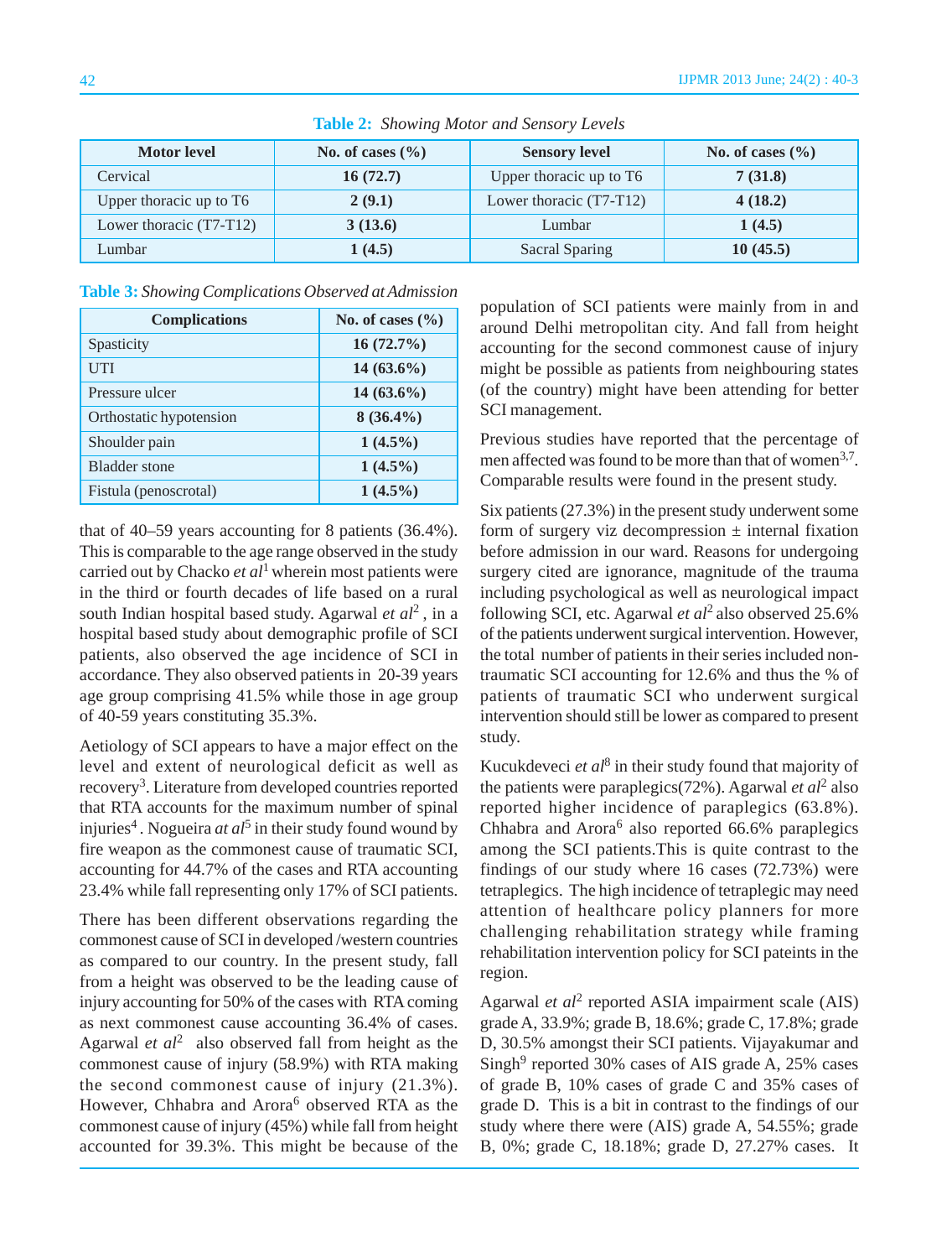**Table 2:** *Showing Motor and Sensory Levels*

| Motor level | No. of cases (%) | Sensory level | No. of cases (%) |
|---|---|---|---|
| Cervical | **16 (72.7)** | Upper thoracic up to T6 | **7 (31.8)** |
| Upper thoracic up to T6 | **2 (9.1)** | Lower thoracic (T7-T12) | **4 (18.2)** |
| Lower thoracic (T7-T12) | **3 (13.6)** | Lumbar | **1 (4.5)** |
| Lumbar | **1 (4.5)** | Sacral Sparing | **10 (45.5)** |

**Table 3:** *Showing Complications Observed at Admission*

| Complications | No. of cases (%) |
|---|---|
| Spasticity | **16 (72.7%)** |
| UTI | **14 (63.6%)** |
| Pressure ulcer | **14 (63.6%)** |
| Orthostatic hypotension | **8 (36.4%)** |
| Shoulder pain | **1 (4.5%)** |
| Bladder stone | **1 (4.5%)** |
| Fistula (penoscrotal) | **1 (4.5%)** |

that of 40–59 years accounting for 8 patients (36.4%). This is comparable to the age range observed in the study carried out by Chacko *et al*[1] wherein most patients were in the third or fourth decades of life based on a rural south Indian hospital based study. Agarwal *et al*[2], in a hospital based study about demographic profile of SCI patients, also observed the age incidence of SCI in accordance. They also observed patients in 20-39 years age group comprising 41.5% while those in age group of 40-59 years constituting 35.3%.

Aetiology of SCI appears to have a major effect on the level and extent of neurological deficit as well as recovery[3]. Literature from developed countries reported that RTA accounts for the maximum number of spinal injuries[4]. Nogueira *at al*[5] in their study found wound by fire weapon as the commonest cause of traumatic SCI, accounting for 44.7% of the cases and RTA accounting 23.4% while fall representing only 17% of SCI patients.

There has been different observations regarding the commonest cause of SCI in developed /western countries as compared to our country. In the present study, fall from a height was observed to be the leading cause of injury accounting for 50% of the cases with RTA coming as next commonest cause accounting 36.4% of cases. Agarwal *et al*[2] also observed fall from height as the commonest cause of injury (58.9%) with RTA making the second commonest cause of injury (21.3%). However, Chhabra and Arora[6] observed RTA as the commonest cause of injury (45%) while fall from height accounted for 39.3%. This might be because of the population of SCI patients were mainly from in and around Delhi metropolitan city. And fall from height accounting for the second commonest cause of injury might be possible as patients from neighbouring states (of the country) might have been attending for better SCI management.

Previous studies have reported that the percentage of men affected was found to be more than that of women[3,7]. Comparable results were found in the present study.

Six patients (27.3%) in the present study underwent some form of surgery viz decompression ± internal fixation before admission in our ward. Reasons for undergoing surgery cited are ignorance, magnitude of the trauma including psychological as well as neurological impact following SCI, etc. Agarwal *et al*[2] also observed 25.6% of the patients underwent surgical intervention. However, the total number of patients in their series included non-traumatic SCI accounting for 12.6% and thus the % of patients of traumatic SCI who underwent surgical intervention should still be lower as compared to present study.

Kucukdeveci *et al*[8] in their study found that majority of the patients were paraplegics(72%). Agarwal *et al*[2] also reported higher incidence of paraplegics (63.8%). Chhabra and Arora[6] also reported 66.6% paraplegics among the SCI patients.This is quite contrast to the findings of our study where 16 cases (72.73%) were tetraplegics. The high incidence of tetraplegic may need attention of healthcare policy planners for more challenging rehabilitation strategy while framing rehabilitation intervention policy for SCI pateints in the region.

Agarwal *et al*[2] reported ASIA impairment scale (AIS) grade A, 33.9%; grade B, 18.6%; grade C, 17.8%; grade D, 30.5% amongst their SCI patients. Vijayakumar and Singh[9] reported 30% cases of AIS grade A, 25% cases of grade B, 10% cases of grade C and 35% cases of grade D. This is a bit in contrast to the findings of our study where there were (AIS) grade A, 54.55%; grade B, 0%; grade C, 18.18%; grade D, 27.27% cases. It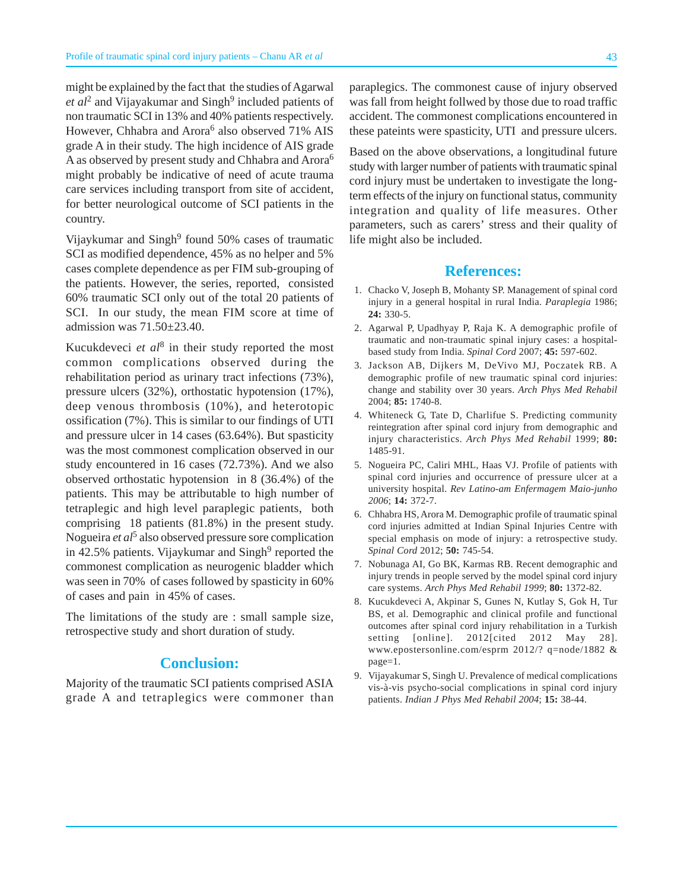might be explained by the fact that the studies of Agarwal *et al*[2] and Vijayakumar and Singh[9] included patients of non traumatic SCI in 13% and 40% patients respectively. However, Chhabra and Arora[6] also observed 71% AIS grade A in their study. The high incidence of AIS grade A as observed by present study and Chhabra and Arora[6] might probably be indicative of need of acute trauma care services including transport from site of accident, for better neurological outcome of SCI patients in the country.

Vijaykumar and Singh[9] found 50% cases of traumatic SCI as modified dependence, 45% as no helper and 5% cases complete dependence as per FIM sub-grouping of the patients. However, the series, reported, consisted 60% traumatic SCI only out of the total 20 patients of SCI. In our study, the mean FIM score at time of admission was 71.50±23.40.

Kucukdeveci *et al*[8] in their study reported the most common complications observed during the rehabilitation period as urinary tract infections (73%), pressure ulcers (32%), orthostatic hypotension (17%), deep venous thrombosis (10%), and heterotopic ossification (7%). This is similar to our findings of UTI and pressure ulcer in 14 cases (63.64%). But spasticity was the most commonest complication observed in our study encountered in 16 cases (72.73%). And we also observed orthostatic hypotension in 8 (36.4%) of the patients. This may be attributable to high number of tetraplegic and high level paraplegic patients, both comprising 18 patients (81.8%) in the present study. Nogueira *et al*[5] also observed pressure sore complication in 42.5% patients. Vijaykumar and Singh[9] reported the commonest complication as neurogenic bladder which was seen in 70% of cases followed by spasticity in 60% of cases and pain in 45% of cases.

The limitations of the study are : small sample size, retrospective study and short duration of study.

## Conclusion:

Majority of the traumatic SCI patients comprised ASIA grade A and tetraplegics were commoner than paraplegics. The commonest cause of injury observed was fall from height follwed by those due to road traffic accident. The commonest complications encountered in these pateints were spasticity, UTI and pressure ulcers.

Based on the above observations, a longitudinal future study with larger number of patients with traumatic spinal cord injury must be undertaken to investigate the long-term effects of the injury on functional status, community integration and quality of life measures. Other parameters, such as carers' stress and their quality of life might also be included.

## References:

1. Chacko V, Joseph B, Mohanty SP. Management of spinal cord injury in a general hospital in rural India. *Paraplegia* 1986; **24:** 330-5.
2. Agarwal P, Upadhyay P, Raja K. A demographic profile of traumatic and non-traumatic spinal injury cases: a hospital-based study from India. *Spinal Cord* 2007; **45:** 597-602.
3. Jackson AB, Dijkers M, DeVivo MJ, Poczatek RB. A demographic profile of new traumatic spinal cord injuries: change and stability over 30 years. *Arch Phys Med Rehabil* 2004; **85:** 1740-8.
4. Whiteneck G, Tate D, Charlifue S. Predicting community reintegration after spinal cord injury from demographic and injury characteristics. *Arch Phys Med Rehabil* 1999; **80:** 1485-91.
5. Nogueira PC, Caliri MHL, Haas VJ. Profile of patients with spinal cord injuries and occurrence of pressure ulcer at a university hospital. *Rev Latino-am Enfermagem Maio-junho 2006*; **14:** 372-7.
6. Chhabra HS, Arora M. Demographic profile of traumatic spinal cord injuries admitted at Indian Spinal Injuries Centre with special emphasis on mode of injury: a retrospective study. *Spinal Cord* 2012; **50:** 745-54.
7. Nobunaga AI, Go BK, Karmas RB. Recent demographic and injury trends in people served by the model spinal cord injury care systems. *Arch Phys Med Rehabil 1999*; **80:** 1372-82.
8. Kucukdeveci A, Akpinar S, Gunes N, Kutlay S, Gok H, Tur BS, et al. Demographic and clinical profile and functional outcomes after spinal cord injury rehabilitation in a Turkish setting [online]. 2012[cited 2012 May 28]. www.epostersonline.com/esprm 2012/? q=node/1882 & page=1.
9. Vijayakumar S, Singh U. Prevalence of medical complications vis-à-vis psycho-social complications in spinal cord injury patients. *Indian J Phys Med Rehabil 2004*; **15:** 38-44.